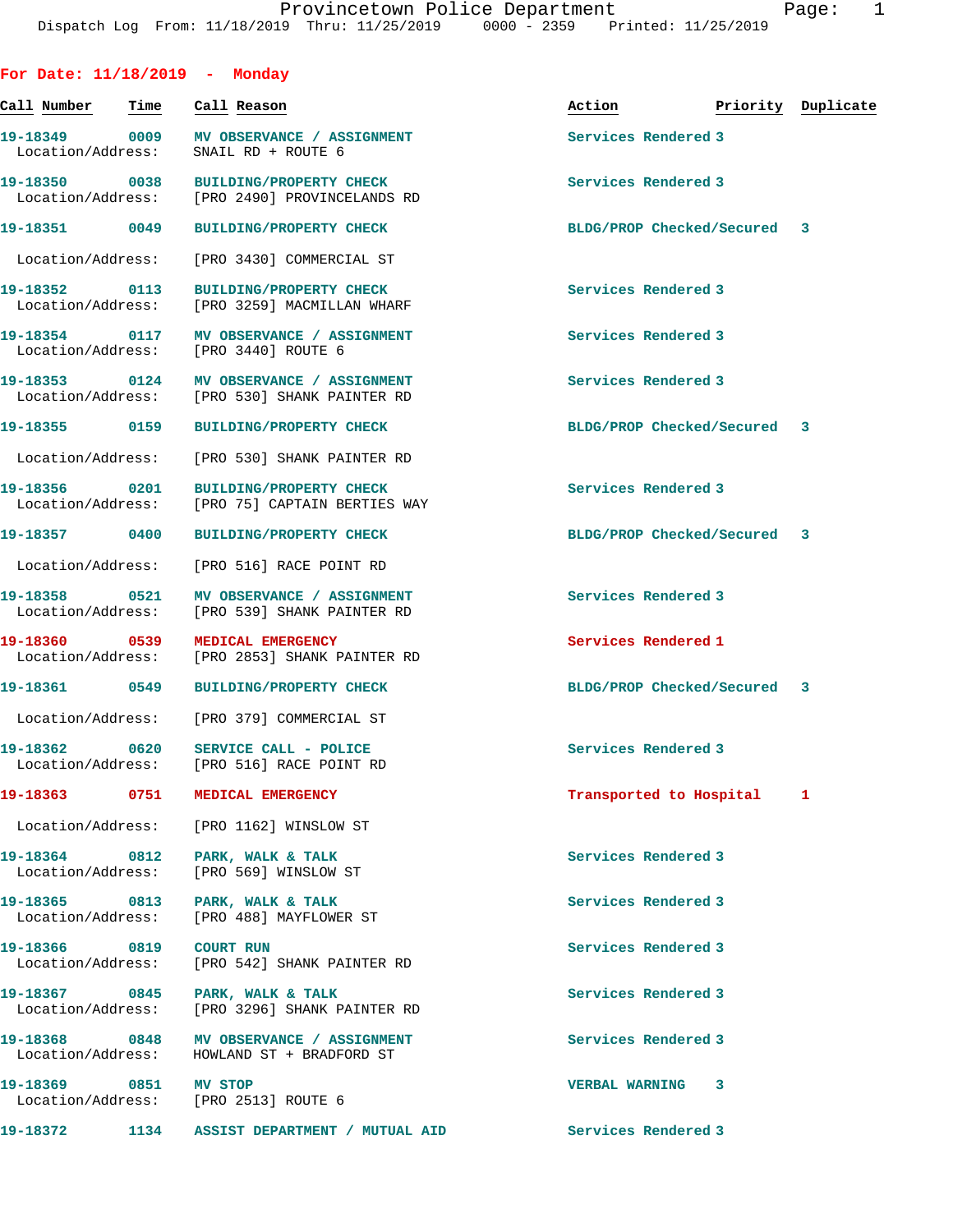Dispatch Log From: 11/18/2019 Thru: 11/25/2019 0000 - 2359 Printed: 11/25/2019

## For Date: 11/18/2019 - Monday

| Call Number | Time | Call Reason | Action | Priority | Duplicate |
|---|---|---|---|---|---|
| 19-18349 | 0009 | MV OBSERVANCE / ASSIGNMENT | Services Rendered | 3 | |
| Location/Address: | | SNAIL RD + ROUTE 6 | | | |
| 19-18350 | 0038 | BUILDING/PROPERTY CHECK | Services Rendered | 3 | |
| Location/Address: | | [PRO 2490] PROVINCELANDS RD | | | |
| 19-18351 | 0049 | BUILDING/PROPERTY CHECK | BLDG/PROP Checked/Secured | 3 | |
| Location/Address: | | [PRO 3430] COMMERCIAL ST | | | |
| 19-18352 | 0113 | BUILDING/PROPERTY CHECK | Services Rendered | 3 | |
| Location/Address: | | [PRO 3259] MACMILLAN WHARF | | | |
| 19-18354 | 0117 | MV OBSERVANCE / ASSIGNMENT | Services Rendered | 3 | |
| Location/Address: | | [PRO 3440] ROUTE 6 | | | |
| 19-18353 | 0124 | MV OBSERVANCE / ASSIGNMENT | Services Rendered | 3 | |
| Location/Address: | | [PRO 530] SHANK PAINTER RD | | | |
| 19-18355 | 0159 | BUILDING/PROPERTY CHECK | BLDG/PROP Checked/Secured | 3 | |
| Location/Address: | | [PRO 530] SHANK PAINTER RD | | | |
| 19-18356 | 0201 | BUILDING/PROPERTY CHECK | Services Rendered | 3 | |
| Location/Address: | | [PRO 75] CAPTAIN BERTIES WAY | | | |
| 19-18357 | 0400 | BUILDING/PROPERTY CHECK | BLDG/PROP Checked/Secured | 3 | |
| Location/Address: | | [PRO 516] RACE POINT RD | | | |
| 19-18358 | 0521 | MV OBSERVANCE / ASSIGNMENT | Services Rendered | 3 | |
| Location/Address: | | [PRO 539] SHANK PAINTER RD | | | |
| 19-18360 | 0539 | MEDICAL EMERGENCY | Services Rendered | 1 | |
| Location/Address: | | [PRO 2853] SHANK PAINTER RD | | | |
| 19-18361 | 0549 | BUILDING/PROPERTY CHECK | BLDG/PROP Checked/Secured | 3 | |
| Location/Address: | | [PRO 379] COMMERCIAL ST | | | |
| 19-18362 | 0620 | SERVICE CALL - POLICE | Services Rendered | 3 | |
| Location/Address: | | [PRO 516] RACE POINT RD | | | |
| 19-18363 | 0751 | MEDICAL EMERGENCY | Transported to Hospital | 1 | |
| Location/Address: | | [PRO 1162] WINSLOW ST | | | |
| 19-18364 | 0812 | PARK, WALK & TALK | Services Rendered | 3 | |
| Location/Address: | | [PRO 569] WINSLOW ST | | | |
| 19-18365 | 0813 | PARK, WALK & TALK | Services Rendered | 3 | |
| Location/Address: | | [PRO 488] MAYFLOWER ST | | | |
| 19-18366 | 0819 | COURT RUN | Services Rendered | 3 | |
| Location/Address: | | [PRO 542] SHANK PAINTER RD | | | |
| 19-18367 | 0845 | PARK, WALK & TALK | Services Rendered | 3 | |
| Location/Address: | | [PRO 3296] SHANK PAINTER RD | | | |
| 19-18368 | 0848 | MV OBSERVANCE / ASSIGNMENT | Services Rendered | 3 | |
| Location/Address: | | HOWLAND ST + BRADFORD ST | | | |
| 19-18369 | 0851 | MV STOP | VERBAL WARNING | 3 | |
| Location/Address: | | [PRO 2513] ROUTE 6 | | | |
| 19-18372 | 1134 | ASSIST DEPARTMENT / MUTUAL AID | Services Rendered | 3 | |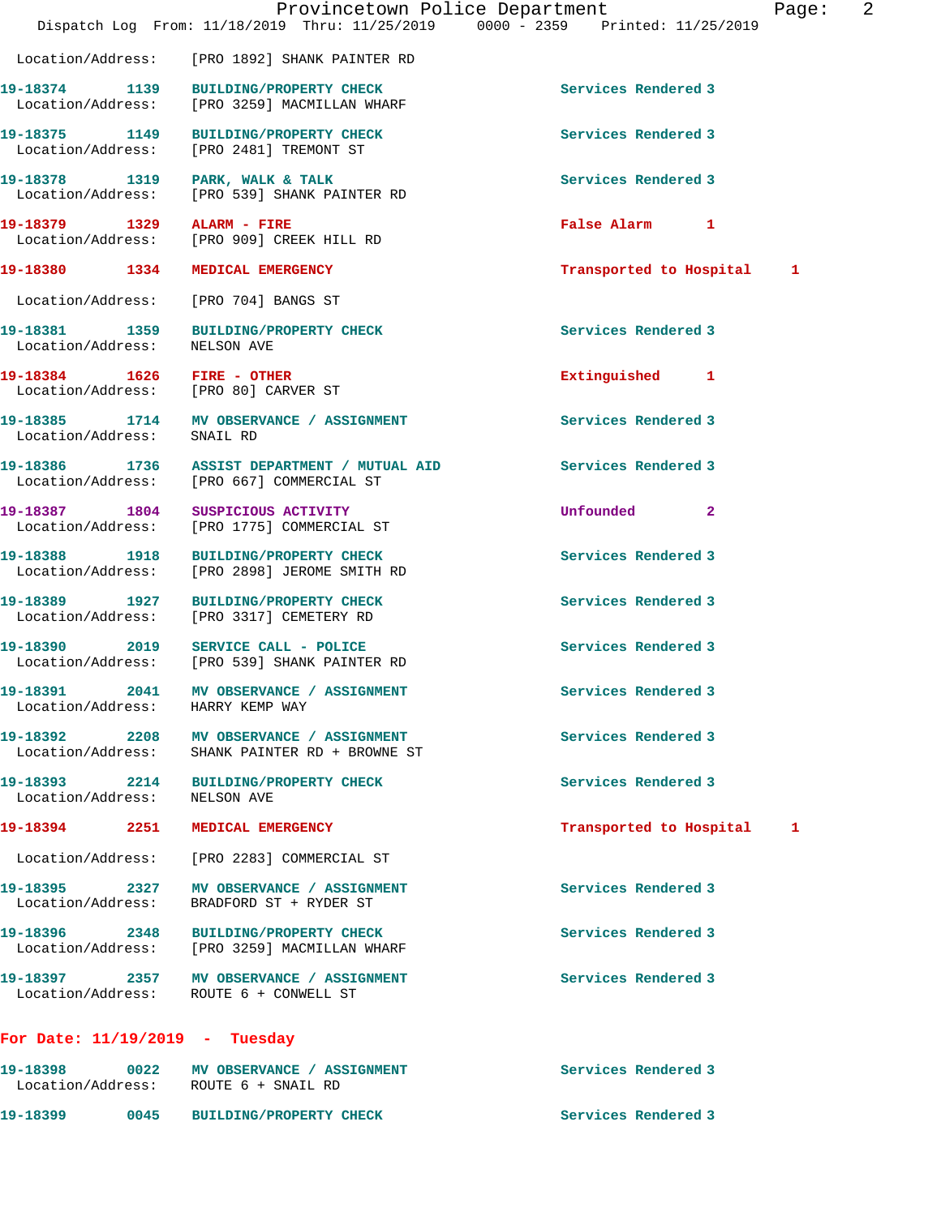Location/Address: [PRO 1892] SHANK PAINTER RD

| Call Number | Time | Call Reason | Action | Priority |
|---|---|---|---|---|
| 19-18374 | 1139 | BUILDING/PROPERTY CHECK | Services Rendered | 3 |
| | | Location/Address: [PRO 3259] MACMILLAN WHARF | | |
| 19-18375 | 1149 | BUILDING/PROPERTY CHECK | Services Rendered | 3 |
| | | Location/Address: [PRO 2481] TREMONT ST | | |
| 19-18378 | 1319 | PARK, WALK & TALK | Services Rendered | 3 |
| | | Location/Address: [PRO 539] SHANK PAINTER RD | | |
| 19-18379 | 1329 | ALARM - FIRE | False Alarm | 1 |
| | | Location/Address: [PRO 909] CREEK HILL RD | | |
| 19-18380 | 1334 | MEDICAL EMERGENCY | Transported to Hospital | 1 |
| | | Location/Address: [PRO 704] BANGS ST | | |
| 19-18381 | 1359 | BUILDING/PROPERTY CHECK | Services Rendered | 3 |
| | | Location/Address: NELSON AVE | | |
| 19-18384 | 1626 | FIRE - OTHER | Extinguished | 1 |
| | | Location/Address: [PRO 80] CARVER ST | | |
| 19-18385 | 1714 | MV OBSERVANCE / ASSIGNMENT | Services Rendered | 3 |
| | | Location/Address: SNAIL RD | | |
| 19-18386 | 1736 | ASSIST DEPARTMENT / MUTUAL AID | Services Rendered | 3 |
| | | Location/Address: [PRO 667] COMMERCIAL ST | | |
| 19-18387 | 1804 | SUSPICIOUS ACTIVITY | Unfounded | 2 |
| | | Location/Address: [PRO 1775] COMMERCIAL ST | | |
| 19-18388 | 1918 | BUILDING/PROPERTY CHECK | Services Rendered | 3 |
| | | Location/Address: [PRO 2898] JEROME SMITH RD | | |
| 19-18389 | 1927 | BUILDING/PROPERTY CHECK | Services Rendered | 3 |
| | | Location/Address: [PRO 3317] CEMETERY RD | | |
| 19-18390 | 2019 | SERVICE CALL - POLICE | Services Rendered | 3 |
| | | Location/Address: [PRO 539] SHANK PAINTER RD | | |
| 19-18391 | 2041 | MV OBSERVANCE / ASSIGNMENT | Services Rendered | 3 |
| | | Location/Address: HARRY KEMP WAY | | |
| 19-18392 | 2208 | MV OBSERVANCE / ASSIGNMENT | Services Rendered | 3 |
| | | Location/Address: SHANK PAINTER RD + BROWNE ST | | |
| 19-18393 | 2214 | BUILDING/PROPERTY CHECK | Services Rendered | 3 |
| | | Location/Address: NELSON AVE | | |
| 19-18394 | 2251 | MEDICAL EMERGENCY | Transported to Hospital | 1 |
| | | Location/Address: [PRO 2283] COMMERCIAL ST | | |
| 19-18395 | 2327 | MV OBSERVANCE / ASSIGNMENT | Services Rendered | 3 |
| | | Location/Address: BRADFORD ST + RYDER ST | | |
| 19-18396 | 2348 | BUILDING/PROPERTY CHECK | Services Rendered | 3 |
| | | Location/Address: [PRO 3259] MACMILLAN WHARF | | |
| 19-18397 | 2357 | MV OBSERVANCE / ASSIGNMENT | Services Rendered | 3 |
| | | Location/Address: ROUTE 6 + CONWELL ST | | |

## For Date: 11/19/2019 - Tuesday

| Call Number | Time | Call Reason | Action | Priority |
|---|---|---|---|---|
| 19-18398 | 0022 | MV OBSERVANCE / ASSIGNMENT | Services Rendered | 3 |
| | | Location/Address: ROUTE 6 + SNAIL RD | | |
| 19-18399 | 0045 | BUILDING/PROPERTY CHECK | Services Rendered | 3 |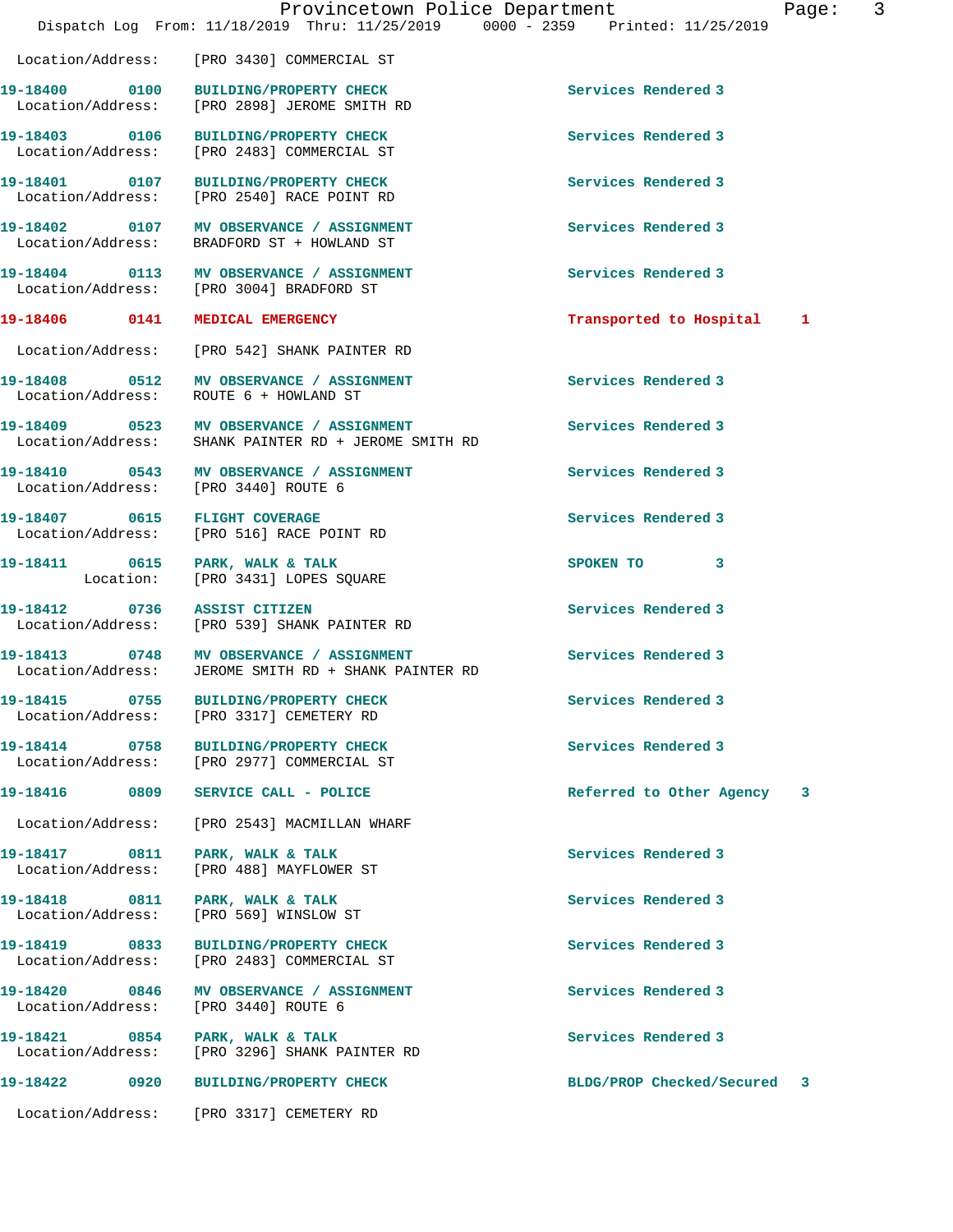Location/Address: [PRO 3430] COMMERCIAL ST

19-18400 0100 BUILDING/PROPERTY CHECK Services Rendered 3
Location/Address: [PRO 2898] JEROME SMITH RD

19-18403 0106 BUILDING/PROPERTY CHECK Services Rendered 3
Location/Address: [PRO 2483] COMMERCIAL ST

19-18401 0107 BUILDING/PROPERTY CHECK Services Rendered 3
Location/Address: [PRO 2540] RACE POINT RD

19-18402 0107 MV OBSERVANCE / ASSIGNMENT Services Rendered 3
Location/Address: BRADFORD ST + HOWLAND ST

19-18404 0113 MV OBSERVANCE / ASSIGNMENT Services Rendered 3
Location/Address: [PRO 3004] BRADFORD ST

19-18406 0141 MEDICAL EMERGENCY Transported to Hospital 1
Location/Address: [PRO 542] SHANK PAINTER RD

19-18408 0512 MV OBSERVANCE / ASSIGNMENT Services Rendered 3
Location/Address: ROUTE 6 + HOWLAND ST

19-18409 0523 MV OBSERVANCE / ASSIGNMENT Services Rendered 3
Location/Address: SHANK PAINTER RD + JEROME SMITH RD

19-18410 0543 MV OBSERVANCE / ASSIGNMENT Services Rendered 3
Location/Address: [PRO 3440] ROUTE 6

19-18407 0615 FLIGHT COVERAGE Services Rendered 3
Location/Address: [PRO 516] RACE POINT RD

19-18411 0615 PARK, WALK & TALK SPOKEN TO 3
Location: [PRO 3431] LOPES SQUARE

19-18412 0736 ASSIST CITIZEN Services Rendered 3
Location/Address: [PRO 539] SHANK PAINTER RD

19-18413 0748 MV OBSERVANCE / ASSIGNMENT Services Rendered 3
Location/Address: JEROME SMITH RD + SHANK PAINTER RD

19-18415 0755 BUILDING/PROPERTY CHECK Services Rendered 3
Location/Address: [PRO 3317] CEMETERY RD

19-18414 0758 BUILDING/PROPERTY CHECK Services Rendered 3
Location/Address: [PRO 2977] COMMERCIAL ST

19-18416 0809 SERVICE CALL - POLICE Referred to Other Agency 3
Location/Address: [PRO 2543] MACMILLAN WHARF

19-18417 0811 PARK, WALK & TALK Services Rendered 3
Location/Address: [PRO 488] MAYFLOWER ST

19-18418 0811 PARK, WALK & TALK Services Rendered 3
Location/Address: [PRO 569] WINSLOW ST

19-18419 0833 BUILDING/PROPERTY CHECK Services Rendered 3
Location/Address: [PRO 2483] COMMERCIAL ST

19-18420 0846 MV OBSERVANCE / ASSIGNMENT Services Rendered 3
Location/Address: [PRO 3440] ROUTE 6

19-18421 0854 PARK, WALK & TALK Services Rendered 3
Location/Address: [PRO 3296] SHANK PAINTER RD

19-18422 0920 BUILDING/PROPERTY CHECK BLDG/PROP Checked/Secured 3
Location/Address: [PRO 3317] CEMETERY RD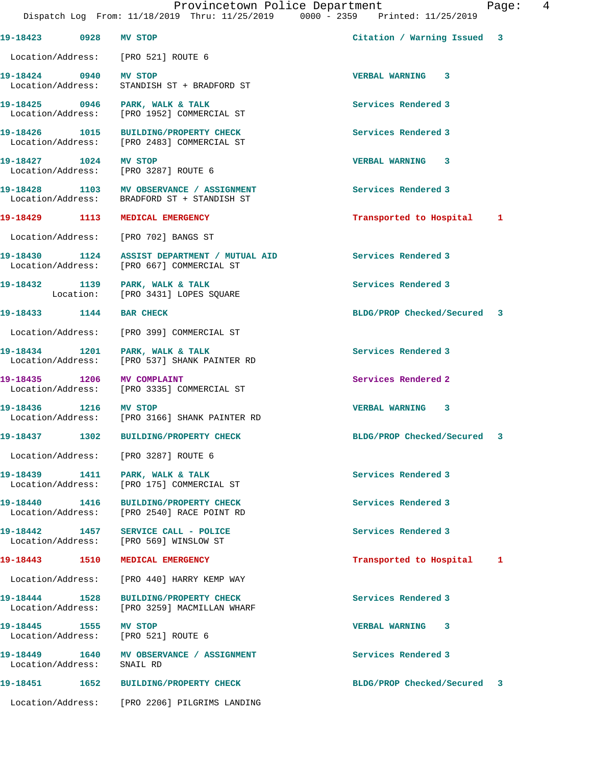19-18423 0928 MV STOP Citation / Warning Issued 3

Location/Address: [PRO 521] ROUTE 6

19-18424 0940 MV STOP VERBAL WARNING 3
Location/Address: STANDISH ST + BRADFORD ST

19-18425 0946 PARK, WALK & TALK Services Rendered 3
Location/Address: [PRO 1952] COMMERCIAL ST

19-18426 1015 BUILDING/PROPERTY CHECK Services Rendered 3
Location/Address: [PRO 2483] COMMERCIAL ST

19-18427 1024 MV STOP VERBAL WARNING 3
Location/Address: [PRO 3287] ROUTE 6

19-18428 1103 MV OBSERVANCE / ASSIGNMENT Services Rendered 3
Location/Address: BRADFORD ST + STANDISH ST

19-18429 1113 MEDICAL EMERGENCY Transported to Hospital 1

Location/Address: [PRO 702] BANGS ST

19-18430 1124 ASSIST DEPARTMENT / MUTUAL AID Services Rendered 3
Location/Address: [PRO 667] COMMERCIAL ST

19-18432 1139 PARK, WALK & TALK Services Rendered 3
Location: [PRO 3431] LOPES SQUARE

19-18433 1144 BAR CHECK BLDG/PROP Checked/Secured 3

Location/Address: [PRO 399] COMMERCIAL ST

19-18434 1201 PARK, WALK & TALK Services Rendered 3
Location/Address: [PRO 537] SHANK PAINTER RD

19-18435 1206 MV COMPLAINT Services Rendered 2
Location/Address: [PRO 3335] COMMERCIAL ST

19-18436 1216 MV STOP VERBAL WARNING 3
Location/Address: [PRO 3166] SHANK PAINTER RD

19-18437 1302 BUILDING/PROPERTY CHECK BLDG/PROP Checked/Secured 3

Location/Address: [PRO 3287] ROUTE 6

19-18439 1411 PARK, WALK & TALK Services Rendered 3
Location/Address: [PRO 175] COMMERCIAL ST

19-18440 1416 BUILDING/PROPERTY CHECK Services Rendered 3
Location/Address: [PRO 2540] RACE POINT RD

19-18442 1457 SERVICE CALL - POLICE Services Rendered 3
Location/Address: [PRO 569] WINSLOW ST

19-18443 1510 MEDICAL EMERGENCY Transported to Hospital 1

Location/Address: [PRO 440] HARRY KEMP WAY

19-18444 1528 BUILDING/PROPERTY CHECK Services Rendered 3
Location/Address: [PRO 3259] MACMILLAN WHARF

19-18445 1555 MV STOP VERBAL WARNING 3
Location/Address: [PRO 521] ROUTE 6

19-18449 1640 MV OBSERVANCE / ASSIGNMENT Services Rendered 3
Location/Address: SNAIL RD

19-18451 1652 BUILDING/PROPERTY CHECK BLDG/PROP Checked/Secured 3

Location/Address: [PRO 2206] PILGRIMS LANDING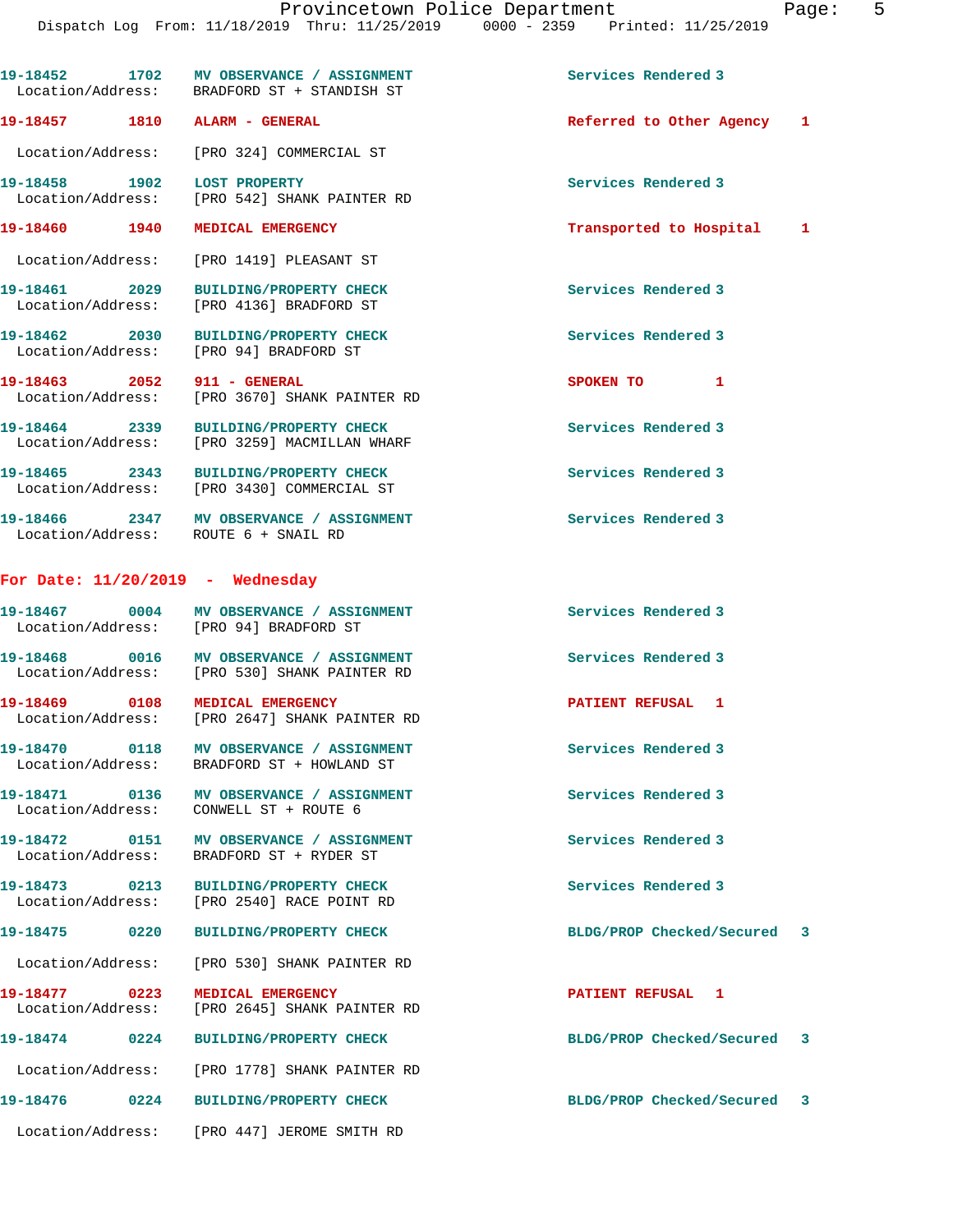19-18452 1702 MV OBSERVANCE / ASSIGNMENT Services Rendered 3
Location/Address: BRADFORD ST + STANDISH ST

19-18457 1810 ALARM - GENERAL Referred to Other Agency 1
Location/Address: [PRO 324] COMMERCIAL ST

19-18458 1902 LOST PROPERTY Services Rendered 3
Location/Address: [PRO 542] SHANK PAINTER RD

19-18460 1940 MEDICAL EMERGENCY Transported to Hospital 1
Location/Address: [PRO 1419] PLEASANT ST

19-18461 2029 BUILDING/PROPERTY CHECK Services Rendered 3
Location/Address: [PRO 4136] BRADFORD ST

19-18462 2030 BUILDING/PROPERTY CHECK Services Rendered 3
Location/Address: [PRO 94] BRADFORD ST

19-18463 2052 911 - GENERAL SPOKEN TO 1
Location/Address: [PRO 3670] SHANK PAINTER RD

19-18464 2339 BUILDING/PROPERTY CHECK Services Rendered 3
Location/Address: [PRO 3259] MACMILLAN WHARF

19-18465 2343 BUILDING/PROPERTY CHECK Services Rendered 3
Location/Address: [PRO 3430] COMMERCIAL ST

19-18466 2347 MV OBSERVANCE / ASSIGNMENT Services Rendered 3
Location/Address: ROUTE 6 + SNAIL RD

## For Date: 11/20/2019 - Wednesday

19-18467 0004 MV OBSERVANCE / ASSIGNMENT Services Rendered 3
Location/Address: [PRO 94] BRADFORD ST

19-18468 0016 MV OBSERVANCE / ASSIGNMENT Services Rendered 3
Location/Address: [PRO 530] SHANK PAINTER RD

19-18469 0108 MEDICAL EMERGENCY PATIENT REFUSAL 1
Location/Address: [PRO 2647] SHANK PAINTER RD

19-18470 0118 MV OBSERVANCE / ASSIGNMENT Services Rendered 3
Location/Address: BRADFORD ST + HOWLAND ST

19-18471 0136 MV OBSERVANCE / ASSIGNMENT Services Rendered 3
Location/Address: CONWELL ST + ROUTE 6

19-18472 0151 MV OBSERVANCE / ASSIGNMENT Services Rendered 3
Location/Address: BRADFORD ST + RYDER ST

19-18473 0213 BUILDING/PROPERTY CHECK Services Rendered 3
Location/Address: [PRO 2540] RACE POINT RD

19-18475 0220 BUILDING/PROPERTY CHECK BLDG/PROP Checked/Secured 3
Location/Address: [PRO 530] SHANK PAINTER RD

19-18477 0223 MEDICAL EMERGENCY PATIENT REFUSAL 1
Location/Address: [PRO 2645] SHANK PAINTER RD

19-18474 0224 BUILDING/PROPERTY CHECK BLDG/PROP Checked/Secured 3
Location/Address: [PRO 1778] SHANK PAINTER RD

19-18476 0224 BUILDING/PROPERTY CHECK BLDG/PROP Checked/Secured 3
Location/Address: [PRO 447] JEROME SMITH RD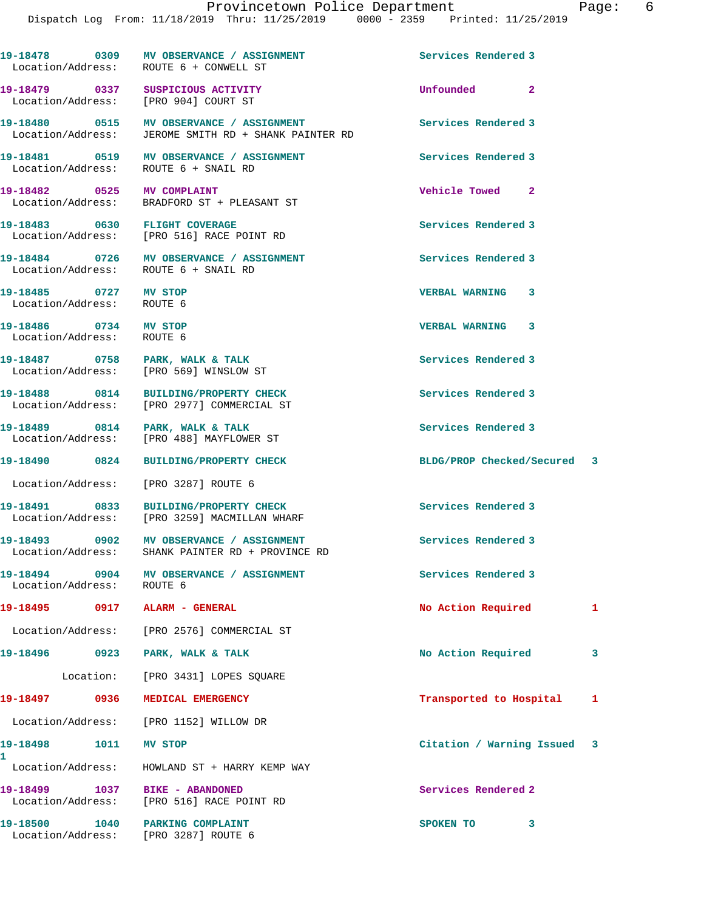19-18478 0309 MV OBSERVANCE / ASSIGNMENT Services Rendered 3
Location/Address: ROUTE 6 + CONWELL ST

19-18479 0337 SUSPICIOUS ACTIVITY Unfounded 2
Location/Address: [PRO 904] COURT ST

19-18480 0515 MV OBSERVANCE / ASSIGNMENT Services Rendered 3
Location/Address: JEROME SMITH RD + SHANK PAINTER RD

19-18481 0519 MV OBSERVANCE / ASSIGNMENT Services Rendered 3
Location/Address: ROUTE 6 + SNAIL RD

19-18482 0525 MV COMPLAINT Vehicle Towed 2
Location/Address: BRADFORD ST + PLEASANT ST

19-18483 0630 FLIGHT COVERAGE Services Rendered 3
Location/Address: [PRO 516] RACE POINT RD

19-18484 0726 MV OBSERVANCE / ASSIGNMENT Services Rendered 3
Location/Address: ROUTE 6 + SNAIL RD

19-18485 0727 MV STOP VERBAL WARNING 3
Location/Address: ROUTE 6

19-18486 0734 MV STOP VERBAL WARNING 3
Location/Address: ROUTE 6

19-18487 0758 PARK, WALK & TALK Services Rendered 3
Location/Address: [PRO 569] WINSLOW ST

19-18488 0814 BUILDING/PROPERTY CHECK Services Rendered 3
Location/Address: [PRO 2977] COMMERCIAL ST

19-18489 0814 PARK, WALK & TALK Services Rendered 3
Location/Address: [PRO 488] MAYFLOWER ST

19-18490 0824 BUILDING/PROPERTY CHECK BLDG/PROP Checked/Secured 3
Location/Address: [PRO 3287] ROUTE 6

19-18491 0833 BUILDING/PROPERTY CHECK Services Rendered 3
Location/Address: [PRO 3259] MACMILLAN WHARF

19-18493 0902 MV OBSERVANCE / ASSIGNMENT Services Rendered 3
Location/Address: SHANK PAINTER RD + PROVINCE RD

19-18494 0904 MV OBSERVANCE / ASSIGNMENT Services Rendered 3
Location/Address: ROUTE 6

19-18495 0917 ALARM - GENERAL No Action Required 1
Location/Address: [PRO 2576] COMMERCIAL ST

19-18496 0923 PARK, WALK & TALK No Action Required 3
Location: [PRO 3431] LOPES SQUARE

19-18497 0936 MEDICAL EMERGENCY Transported to Hospital 1
Location/Address: [PRO 1152] WILLOW DR

19-18498 1011 MV STOP Citation / Warning Issued 3
1
Location/Address: HOWLAND ST + HARRY KEMP WAY

19-18499 1037 BIKE - ABANDONED Services Rendered 2
Location/Address: [PRO 516] RACE POINT RD

19-18500 1040 PARKING COMPLAINT SPOKEN TO 3
Location/Address: [PRO 3287] ROUTE 6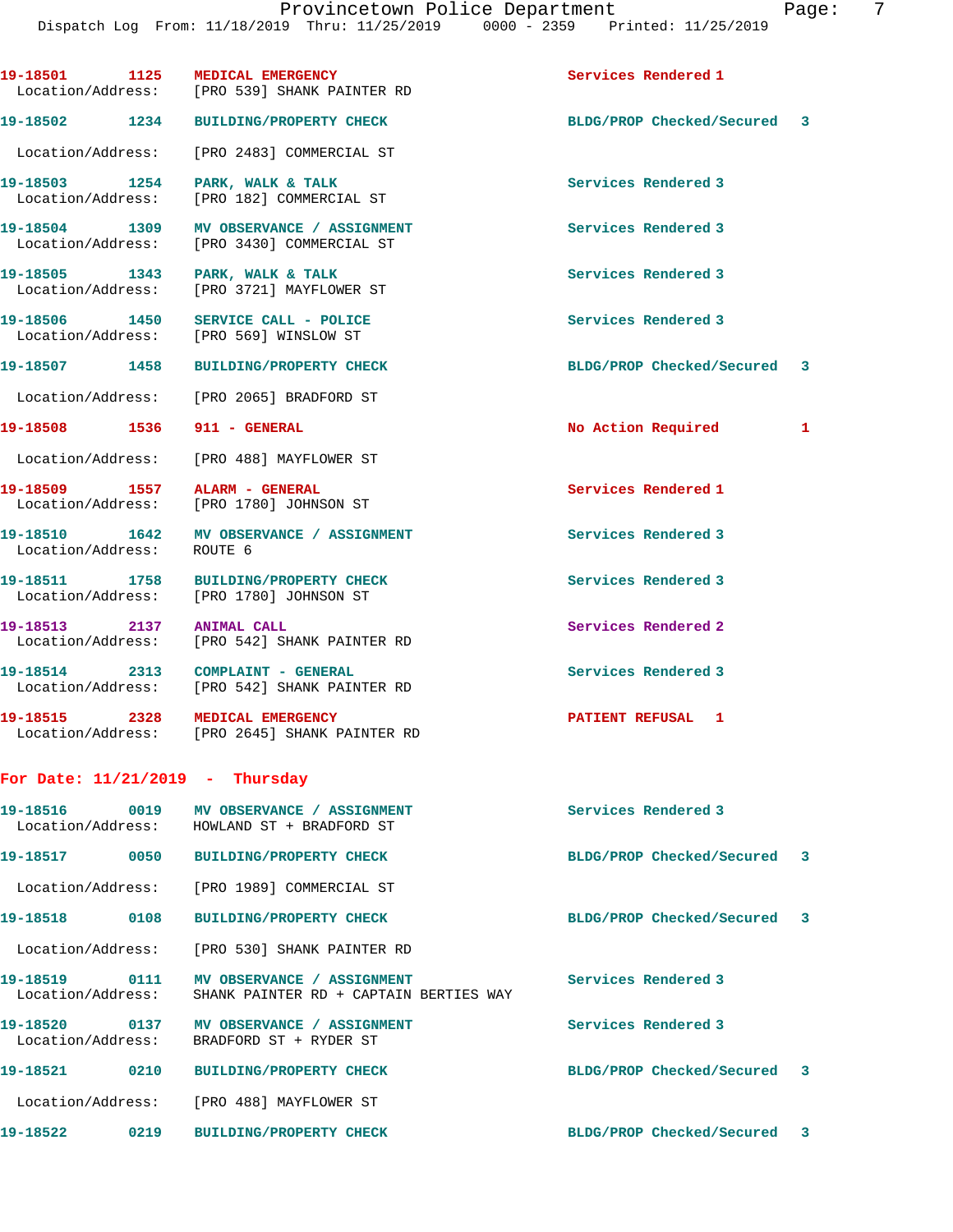19-18501 1125 MEDICAL EMERGENCY Services Rendered 1
Location/Address: [PRO 539] SHANK PAINTER RD

19-18502 1234 BUILDING/PROPERTY CHECK BLDG/PROP Checked/Secured 3
Location/Address: [PRO 2483] COMMERCIAL ST

19-18503 1254 PARK, WALK & TALK Services Rendered 3
Location/Address: [PRO 182] COMMERCIAL ST

19-18504 1309 MV OBSERVANCE / ASSIGNMENT Services Rendered 3
Location/Address: [PRO 3430] COMMERCIAL ST

19-18505 1343 PARK, WALK & TALK Services Rendered 3
Location/Address: [PRO 3721] MAYFLOWER ST

19-18506 1450 SERVICE CALL - POLICE Services Rendered 3
Location/Address: [PRO 569] WINSLOW ST

19-18507 1458 BUILDING/PROPERTY CHECK BLDG/PROP Checked/Secured 3
Location/Address: [PRO 2065] BRADFORD ST

19-18508 1536 911 - GENERAL No Action Required 1
Location/Address: [PRO 488] MAYFLOWER ST

19-18509 1557 ALARM - GENERAL Services Rendered 1
Location/Address: [PRO 1780] JOHNSON ST

19-18510 1642 MV OBSERVANCE / ASSIGNMENT Services Rendered 3
Location/Address: ROUTE 6

19-18511 1758 BUILDING/PROPERTY CHECK Services Rendered 3
Location/Address: [PRO 1780] JOHNSON ST

19-18513 2137 ANIMAL CALL Services Rendered 2
Location/Address: [PRO 542] SHANK PAINTER RD

19-18514 2313 COMPLAINT - GENERAL Services Rendered 3
Location/Address: [PRO 542] SHANK PAINTER RD

19-18515 2328 MEDICAL EMERGENCY PATIENT REFUSAL 1
Location/Address: [PRO 2645] SHANK PAINTER RD

**For Date: 11/21/2019 - Thursday**

19-18516 0019 MV OBSERVANCE / ASSIGNMENT Services Rendered 3
Location/Address: HOWLAND ST + BRADFORD ST

19-18517 0050 BUILDING/PROPERTY CHECK BLDG/PROP Checked/Secured 3
Location/Address: [PRO 1989] COMMERCIAL ST

19-18518 0108 BUILDING/PROPERTY CHECK BLDG/PROP Checked/Secured 3
Location/Address: [PRO 530] SHANK PAINTER RD

19-18519 0111 MV OBSERVANCE / ASSIGNMENT Services Rendered 3
Location/Address: SHANK PAINTER RD + CAPTAIN BERTIES WAY

19-18520 0137 MV OBSERVANCE / ASSIGNMENT Services Rendered 3
Location/Address: BRADFORD ST + RYDER ST

19-18521 0210 BUILDING/PROPERTY CHECK BLDG/PROP Checked/Secured 3
Location/Address: [PRO 488] MAYFLOWER ST

19-18522 0219 BUILDING/PROPERTY CHECK BLDG/PROP Checked/Secured 3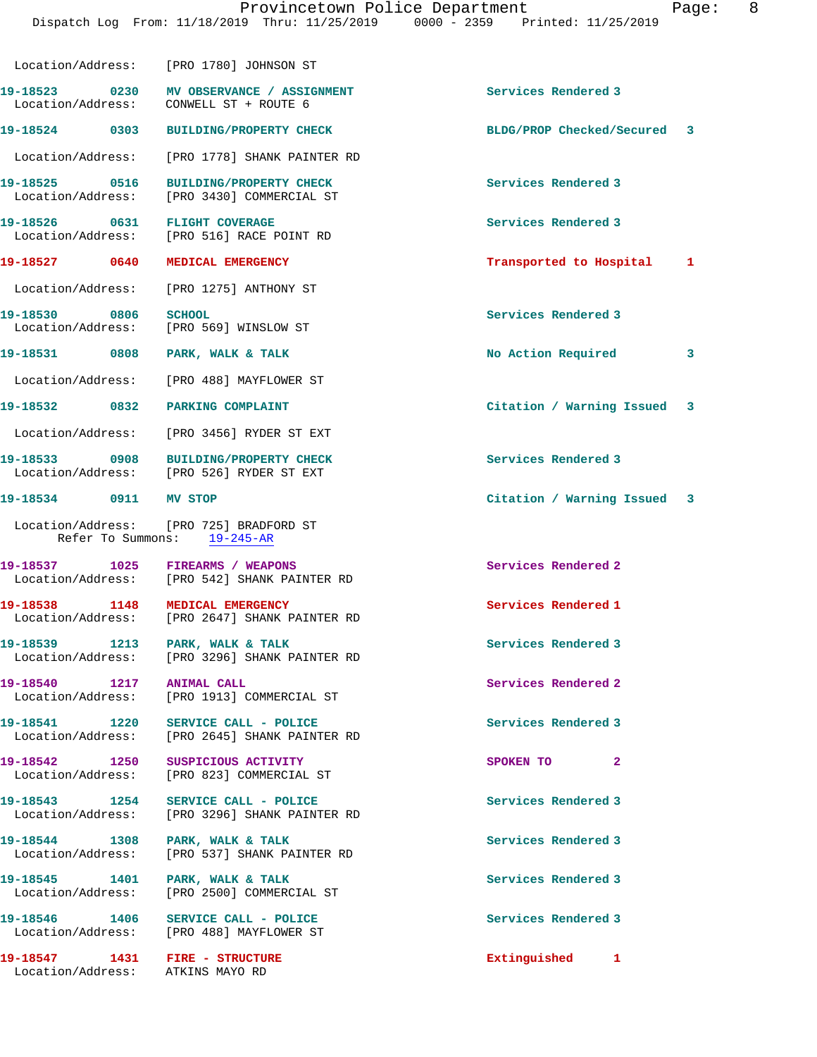Location/Address: [PRO 1780] JOHNSON ST

19-18523 0230 MV OBSERVANCE / ASSIGNMENT Services Rendered 3
Location/Address: CONWELL ST + ROUTE 6

19-18524 0303 BUILDING/PROPERTY CHECK BLDG/PROP Checked/Secured 3
Location/Address: [PRO 1778] SHANK PAINTER RD

19-18525 0516 BUILDING/PROPERTY CHECK Services Rendered 3
Location/Address: [PRO 3430] COMMERCIAL ST

19-18526 0631 FLIGHT COVERAGE Services Rendered 3
Location/Address: [PRO 516] RACE POINT RD

19-18527 0640 MEDICAL EMERGENCY Transported to Hospital 1
Location/Address: [PRO 1275] ANTHONY ST

19-18530 0806 SCHOOL Services Rendered 3
Location/Address: [PRO 569] WINSLOW ST

19-18531 0808 PARK, WALK & TALK No Action Required 3
Location/Address: [PRO 488] MAYFLOWER ST

19-18532 0832 PARKING COMPLAINT Citation / Warning Issued 3
Location/Address: [PRO 3456] RYDER ST EXT

19-18533 0908 BUILDING/PROPERTY CHECK Services Rendered 3
Location/Address: [PRO 526] RYDER ST EXT

19-18534 0911 MV STOP Citation / Warning Issued 3
Location/Address: [PRO 725] BRADFORD ST
Refer To Summons: 19-245-AR

19-18537 1025 FIREARMS / WEAPONS Services Rendered 2
Location/Address: [PRO 542] SHANK PAINTER RD

19-18538 1148 MEDICAL EMERGENCY Services Rendered 1
Location/Address: [PRO 2647] SHANK PAINTER RD

19-18539 1213 PARK, WALK & TALK Services Rendered 3
Location/Address: [PRO 3296] SHANK PAINTER RD

19-18540 1217 ANIMAL CALL Services Rendered 2
Location/Address: [PRO 1913] COMMERCIAL ST

19-18541 1220 SERVICE CALL - POLICE Services Rendered 3
Location/Address: [PRO 2645] SHANK PAINTER RD

19-18542 1250 SUSPICIOUS ACTIVITY SPOKEN TO 2
Location/Address: [PRO 823] COMMERCIAL ST

19-18543 1254 SERVICE CALL - POLICE Services Rendered 3
Location/Address: [PRO 3296] SHANK PAINTER RD

19-18544 1308 PARK, WALK & TALK Services Rendered 3
Location/Address: [PRO 537] SHANK PAINTER RD

19-18545 1401 PARK, WALK & TALK Services Rendered 3
Location/Address: [PRO 2500] COMMERCIAL ST

19-18546 1406 SERVICE CALL - POLICE Services Rendered 3
Location/Address: [PRO 488] MAYFLOWER ST

19-18547 1431 FIRE - STRUCTURE Extinguished 1
Location/Address: ATKINS MAYO RD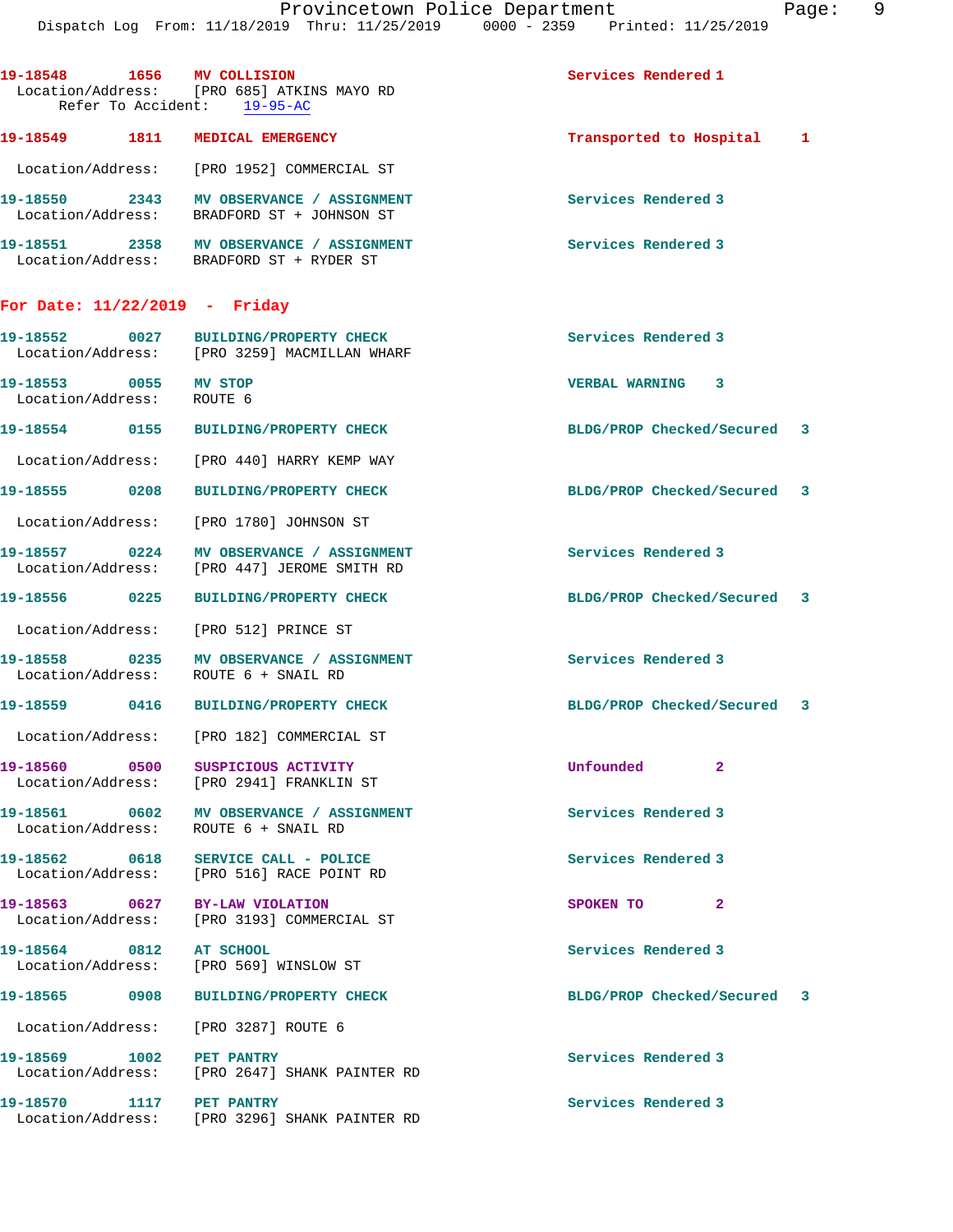19-18548 1656 MV COLLISION Services Rendered 1
Location/Address: [PRO 685] ATKINS MAYO RD
Refer To Accident: 19-95-AC

19-18549 1811 MEDICAL EMERGENCY Transported to Hospital 1
Location/Address: [PRO 1952] COMMERCIAL ST

19-18550 2343 MV OBSERVANCE / ASSIGNMENT Services Rendered 3
Location/Address: BRADFORD ST + JOHNSON ST

19-18551 2358 MV OBSERVANCE / ASSIGNMENT Services Rendered 3
Location/Address: BRADFORD ST + RYDER ST

## For Date: 11/22/2019 - Friday

19-18552 0027 BUILDING/PROPERTY CHECK Services Rendered 3
Location/Address: [PRO 3259] MACMILLAN WHARF

19-18553 0055 MV STOP VERBAL WARNING 3
Location/Address: ROUTE 6

19-18554 0155 BUILDING/PROPERTY CHECK BLDG/PROP Checked/Secured 3
Location/Address: [PRO 440] HARRY KEMP WAY

19-18555 0208 BUILDING/PROPERTY CHECK BLDG/PROP Checked/Secured 3
Location/Address: [PRO 1780] JOHNSON ST

19-18557 0224 MV OBSERVANCE / ASSIGNMENT Services Rendered 3
Location/Address: [PRO 447] JEROME SMITH RD

19-18556 0225 BUILDING/PROPERTY CHECK BLDG/PROP Checked/Secured 3
Location/Address: [PRO 512] PRINCE ST

19-18558 0235 MV OBSERVANCE / ASSIGNMENT Services Rendered 3
Location/Address: ROUTE 6 + SNAIL RD

19-18559 0416 BUILDING/PROPERTY CHECK BLDG/PROP Checked/Secured 3
Location/Address: [PRO 182] COMMERCIAL ST

19-18560 0500 SUSPICIOUS ACTIVITY Unfounded 2
Location/Address: [PRO 2941] FRANKLIN ST

19-18561 0602 MV OBSERVANCE / ASSIGNMENT Services Rendered 3
Location/Address: ROUTE 6 + SNAIL RD

19-18562 0618 SERVICE CALL - POLICE Services Rendered 3
Location/Address: [PRO 516] RACE POINT RD

19-18563 0627 BY-LAW VIOLATION SPOKEN TO 2
Location/Address: [PRO 3193] COMMERCIAL ST

19-18564 0812 AT SCHOOL Services Rendered 3
Location/Address: [PRO 569] WINSLOW ST

19-18565 0908 BUILDING/PROPERTY CHECK BLDG/PROP Checked/Secured 3
Location/Address: [PRO 3287] ROUTE 6

19-18569 1002 PET PANTRY Services Rendered 3
Location/Address: [PRO 2647] SHANK PAINTER RD

19-18570 1117 PET PANTRY Services Rendered 3
Location/Address: [PRO 3296] SHANK PAINTER RD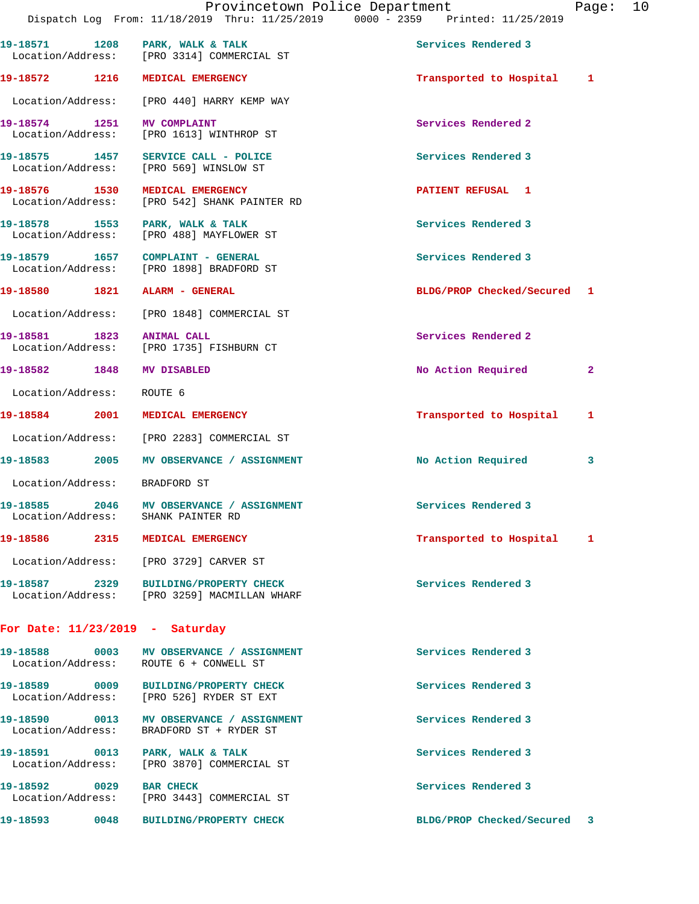19-18571 1208 PARK, WALK & TALK Services Rendered 3
Location/Address: [PRO 3314] COMMERCIAL ST

19-18572 1216 MEDICAL EMERGENCY Transported to Hospital 1
Location/Address: [PRO 440] HARRY KEMP WAY

19-18574 1251 MV COMPLAINT Services Rendered 2
Location/Address: [PRO 1613] WINTHROP ST

19-18575 1457 SERVICE CALL - POLICE Services Rendered 3
Location/Address: [PRO 569] WINSLOW ST

19-18576 1530 MEDICAL EMERGENCY PATIENT REFUSAL 1
Location/Address: [PRO 542] SHANK PAINTER RD

19-18578 1553 PARK, WALK & TALK Services Rendered 3
Location/Address: [PRO 488] MAYFLOWER ST

19-18579 1657 COMPLAINT - GENERAL Services Rendered 3
Location/Address: [PRO 1898] BRADFORD ST

19-18580 1821 ALARM - GENERAL BLDG/PROP Checked/Secured 1
Location/Address: [PRO 1848] COMMERCIAL ST

19-18581 1823 ANIMAL CALL Services Rendered 2
Location/Address: [PRO 1735] FISHBURN CT

19-18582 1848 MV DISABLED No Action Required 2
Location/Address: ROUTE 6

19-18584 2001 MEDICAL EMERGENCY Transported to Hospital 1
Location/Address: [PRO 2283] COMMERCIAL ST

19-18583 2005 MV OBSERVANCE / ASSIGNMENT No Action Required 3
Location/Address: BRADFORD ST

19-18585 2046 MV OBSERVANCE / ASSIGNMENT Services Rendered 3
Location/Address: SHANK PAINTER RD

19-18586 2315 MEDICAL EMERGENCY Transported to Hospital 1
Location/Address: [PRO 3729] CARVER ST

19-18587 2329 BUILDING/PROPERTY CHECK Services Rendered 3
Location/Address: [PRO 3259] MACMILLAN WHARF

**For Date: 11/23/2019 - Saturday**

19-18588 0003 MV OBSERVANCE / ASSIGNMENT Services Rendered 3
Location/Address: ROUTE 6 + CONWELL ST

19-18589 0009 BUILDING/PROPERTY CHECK Services Rendered 3
Location/Address: [PRO 526] RYDER ST EXT

19-18590 0013 MV OBSERVANCE / ASSIGNMENT Services Rendered 3
Location/Address: BRADFORD ST + RYDER ST

19-18591 0013 PARK, WALK & TALK Services Rendered 3
Location/Address: [PRO 3870] COMMERCIAL ST

19-18592 0029 BAR CHECK Services Rendered 3
Location/Address: [PRO 3443] COMMERCIAL ST

19-18593 0048 BUILDING/PROPERTY CHECK BLDG/PROP Checked/Secured 3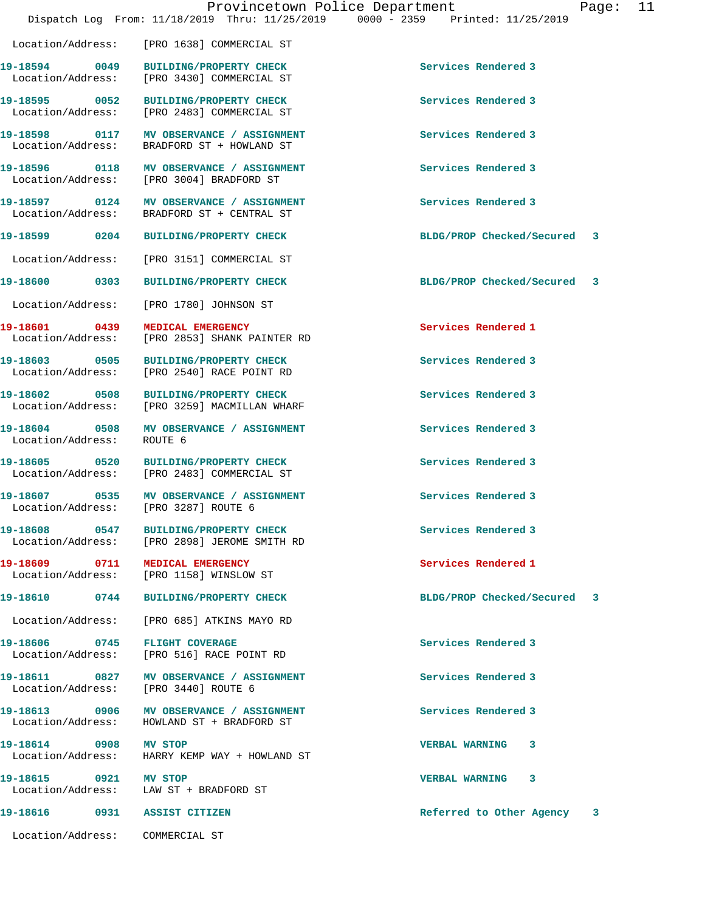Location/Address: [PRO 1638] COMMERCIAL ST

**19-18594** 0049 **BUILDING/PROPERTY CHECK** Services Rendered 3
Location/Address: [PRO 3430] COMMERCIAL ST

**19-18595** 0052 **BUILDING/PROPERTY CHECK** Services Rendered 3
Location/Address: [PRO 2483] COMMERCIAL ST

**19-18598** 0117 **MV OBSERVANCE / ASSIGNMENT** Services Rendered 3
Location/Address: BRADFORD ST + HOWLAND ST

**19-18596** 0118 **MV OBSERVANCE / ASSIGNMENT** Services Rendered 3
Location/Address: [PRO 3004] BRADFORD ST

**19-18597** 0124 **MV OBSERVANCE / ASSIGNMENT** Services Rendered 3
Location/Address: BRADFORD ST + CENTRAL ST

**19-18599** 0204 **BUILDING/PROPERTY CHECK** BLDG/PROP Checked/Secured 3
Location/Address: [PRO 3151] COMMERCIAL ST

**19-18600** 0303 **BUILDING/PROPERTY CHECK** BLDG/PROP Checked/Secured 3
Location/Address: [PRO 1780] JOHNSON ST

**19-18601** 0439 **MEDICAL EMERGENCY** Services Rendered 1
Location/Address: [PRO 2853] SHANK PAINTER RD

**19-18603** 0505 **BUILDING/PROPERTY CHECK** Services Rendered 3
Location/Address: [PRO 2540] RACE POINT RD

**19-18602** 0508 **BUILDING/PROPERTY CHECK** Services Rendered 3
Location/Address: [PRO 3259] MACMILLAN WHARF

**19-18604** 0508 **MV OBSERVANCE / ASSIGNMENT** Services Rendered 3
Location/Address: ROUTE 6

**19-18605** 0520 **BUILDING/PROPERTY CHECK** Services Rendered 3
Location/Address: [PRO 2483] COMMERCIAL ST

**19-18607** 0535 **MV OBSERVANCE / ASSIGNMENT** Services Rendered 3
Location/Address: [PRO 3287] ROUTE 6

**19-18608** 0547 **BUILDING/PROPERTY CHECK** Services Rendered 3
Location/Address: [PRO 2898] JEROME SMITH RD

**19-18609** 0711 **MEDICAL EMERGENCY** Services Rendered 1
Location/Address: [PRO 1158] WINSLOW ST

**19-18610** 0744 **BUILDING/PROPERTY CHECK** BLDG/PROP Checked/Secured 3
Location/Address: [PRO 685] ATKINS MAYO RD

**19-18606** 0745 **FLIGHT COVERAGE** Services Rendered 3
Location/Address: [PRO 516] RACE POINT RD

**19-18611** 0827 **MV OBSERVANCE / ASSIGNMENT** Services Rendered 3
Location/Address: [PRO 3440] ROUTE 6

**19-18613** 0906 **MV OBSERVANCE / ASSIGNMENT** Services Rendered 3
Location/Address: HOWLAND ST + BRADFORD ST

**19-18614** 0908 **MV STOP** VERBAL WARNING 3
Location/Address: HARRY KEMP WAY + HOWLAND ST

**19-18615** 0921 **MV STOP** VERBAL WARNING 3
Location/Address: LAW ST + BRADFORD ST

**19-18616** 0931 **ASSIST CITIZEN** Referred to Other Agency 3
Location/Address: COMMERCIAL ST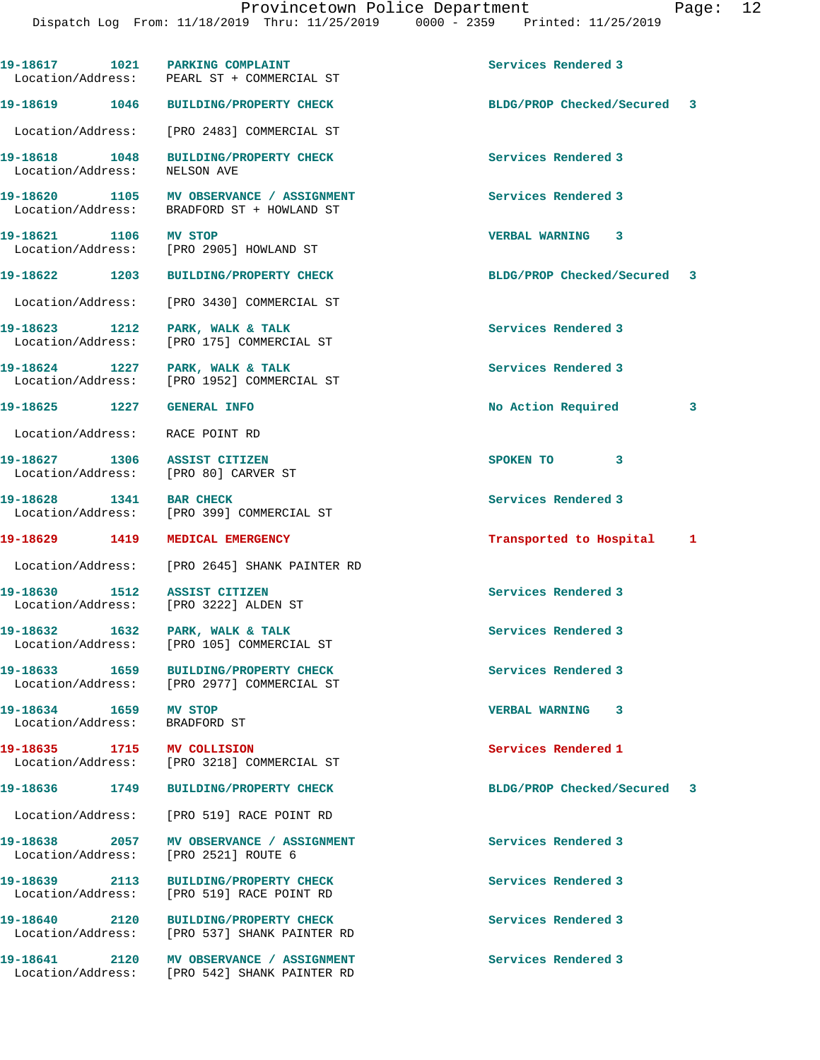19-18617 1021 PARKING COMPLAINT Services Rendered 3
Location/Address: PEARL ST + COMMERCIAL ST

19-18619 1046 BUILDING/PROPERTY CHECK BLDG/PROP Checked/Secured 3
Location/Address: [PRO 2483] COMMERCIAL ST

19-18618 1048 BUILDING/PROPERTY CHECK Services Rendered 3
Location/Address: NELSON AVE

19-18620 1105 MV OBSERVANCE / ASSIGNMENT Services Rendered 3
Location/Address: BRADFORD ST + HOWLAND ST

19-18621 1106 MV STOP VERBAL WARNING 3
Location/Address: [PRO 2905] HOWLAND ST

19-18622 1203 BUILDING/PROPERTY CHECK BLDG/PROP Checked/Secured 3
Location/Address: [PRO 3430] COMMERCIAL ST

19-18623 1212 PARK, WALK & TALK Services Rendered 3
Location/Address: [PRO 175] COMMERCIAL ST

19-18624 1227 PARK, WALK & TALK Services Rendered 3
Location/Address: [PRO 1952] COMMERCIAL ST

19-18625 1227 GENERAL INFO No Action Required 3
Location/Address: RACE POINT RD

19-18627 1306 ASSIST CITIZEN SPOKEN TO 3
Location/Address: [PRO 80] CARVER ST

19-18628 1341 BAR CHECK Services Rendered 3
Location/Address: [PRO 399] COMMERCIAL ST

19-18629 1419 MEDICAL EMERGENCY Transported to Hospital 1
Location/Address: [PRO 2645] SHANK PAINTER RD

19-18630 1512 ASSIST CITIZEN Services Rendered 3
Location/Address: [PRO 3222] ALDEN ST

19-18632 1632 PARK, WALK & TALK Services Rendered 3
Location/Address: [PRO 105] COMMERCIAL ST

19-18633 1659 BUILDING/PROPERTY CHECK Services Rendered 3
Location/Address: [PRO 2977] COMMERCIAL ST

19-18634 1659 MV STOP VERBAL WARNING 3
Location/Address: BRADFORD ST

19-18635 1715 MV COLLISION Services Rendered 1
Location/Address: [PRO 3218] COMMERCIAL ST

19-18636 1749 BUILDING/PROPERTY CHECK BLDG/PROP Checked/Secured 3
Location/Address: [PRO 519] RACE POINT RD

19-18638 2057 MV OBSERVANCE / ASSIGNMENT Services Rendered 3
Location/Address: [PRO 2521] ROUTE 6

19-18639 2113 BUILDING/PROPERTY CHECK Services Rendered 3
Location/Address: [PRO 519] RACE POINT RD

19-18640 2120 BUILDING/PROPERTY CHECK Services Rendered 3
Location/Address: [PRO 537] SHANK PAINTER RD

19-18641 2120 MV OBSERVANCE / ASSIGNMENT Services Rendered 3
Location/Address: [PRO 542] SHANK PAINTER RD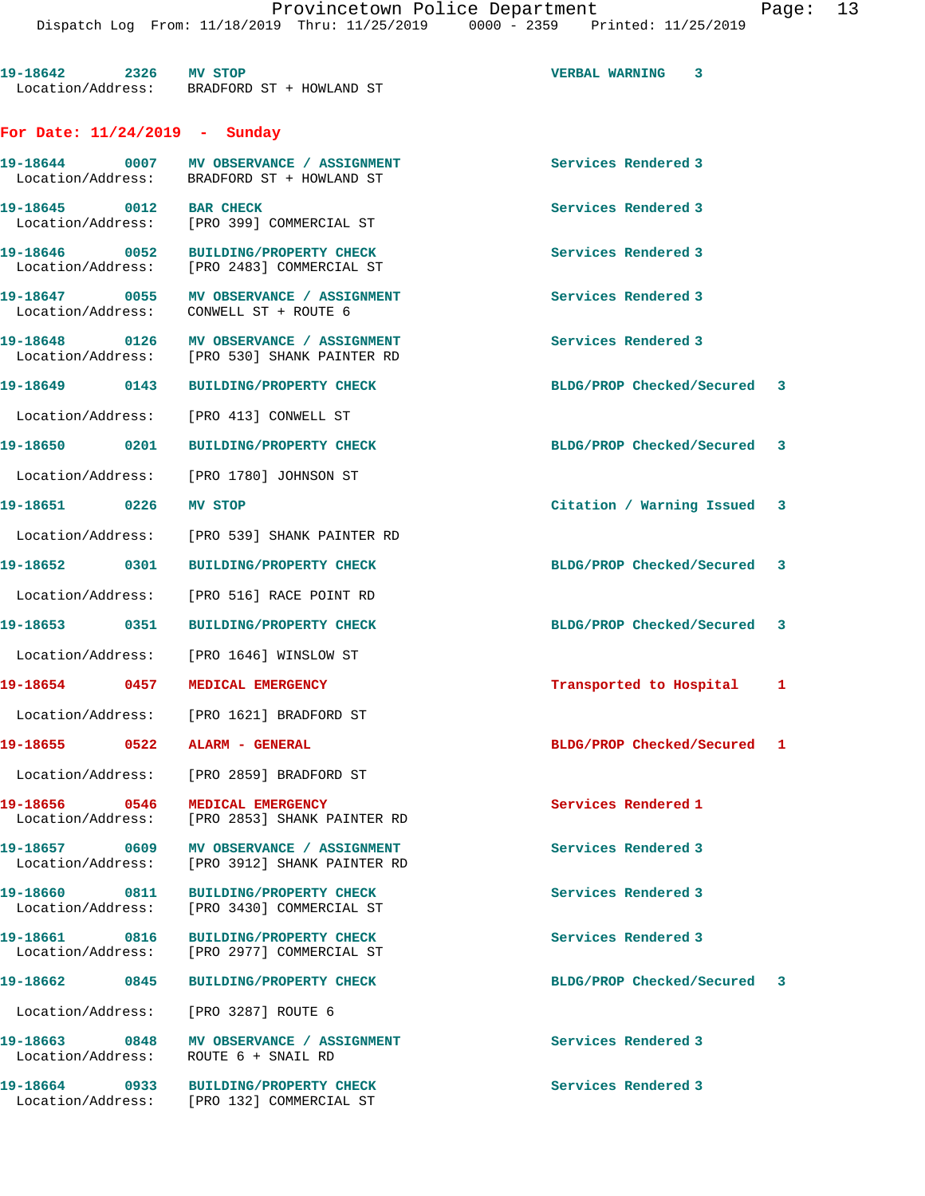19-18642 2326 MV STOP VERBAL WARNING 3
Location/Address: BRADFORD ST + HOWLAND ST

## For Date: 11/24/2019 - Sunday

19-18644 0007 MV OBSERVANCE / ASSIGNMENT Services Rendered 3
Location/Address: BRADFORD ST + HOWLAND ST

19-18645 0012 BAR CHECK Services Rendered 3
Location/Address: [PRO 399] COMMERCIAL ST

19-18646 0052 BUILDING/PROPERTY CHECK Services Rendered 3
Location/Address: [PRO 2483] COMMERCIAL ST

19-18647 0055 MV OBSERVANCE / ASSIGNMENT Services Rendered 3
Location/Address: CONWELL ST + ROUTE 6

19-18648 0126 MV OBSERVANCE / ASSIGNMENT Services Rendered 3
Location/Address: [PRO 530] SHANK PAINTER RD

19-18649 0143 BUILDING/PROPERTY CHECK BLDG/PROP Checked/Secured 3
Location/Address: [PRO 413] CONWELL ST

19-18650 0201 BUILDING/PROPERTY CHECK BLDG/PROP Checked/Secured 3
Location/Address: [PRO 1780] JOHNSON ST

19-18651 0226 MV STOP Citation / Warning Issued 3
Location/Address: [PRO 539] SHANK PAINTER RD

19-18652 0301 BUILDING/PROPERTY CHECK BLDG/PROP Checked/Secured 3
Location/Address: [PRO 516] RACE POINT RD

19-18653 0351 BUILDING/PROPERTY CHECK BLDG/PROP Checked/Secured 3
Location/Address: [PRO 1646] WINSLOW ST

19-18654 0457 MEDICAL EMERGENCY Transported to Hospital 1
Location/Address: [PRO 1621] BRADFORD ST

19-18655 0522 ALARM - GENERAL BLDG/PROP Checked/Secured 1
Location/Address: [PRO 2859] BRADFORD ST

19-18656 0546 MEDICAL EMERGENCY Services Rendered 1
Location/Address: [PRO 2853] SHANK PAINTER RD

19-18657 0609 MV OBSERVANCE / ASSIGNMENT Services Rendered 3
Location/Address: [PRO 3912] SHANK PAINTER RD

19-18660 0811 BUILDING/PROPERTY CHECK Services Rendered 3
Location/Address: [PRO 3430] COMMERCIAL ST

19-18661 0816 BUILDING/PROPERTY CHECK Services Rendered 3
Location/Address: [PRO 2977] COMMERCIAL ST

19-18662 0845 BUILDING/PROPERTY CHECK BLDG/PROP Checked/Secured 3
Location/Address: [PRO 3287] ROUTE 6

19-18663 0848 MV OBSERVANCE / ASSIGNMENT Services Rendered 3
Location/Address: ROUTE 6 + SNAIL RD

19-18664 0933 BUILDING/PROPERTY CHECK Services Rendered 3
Location/Address: [PRO 132] COMMERCIAL ST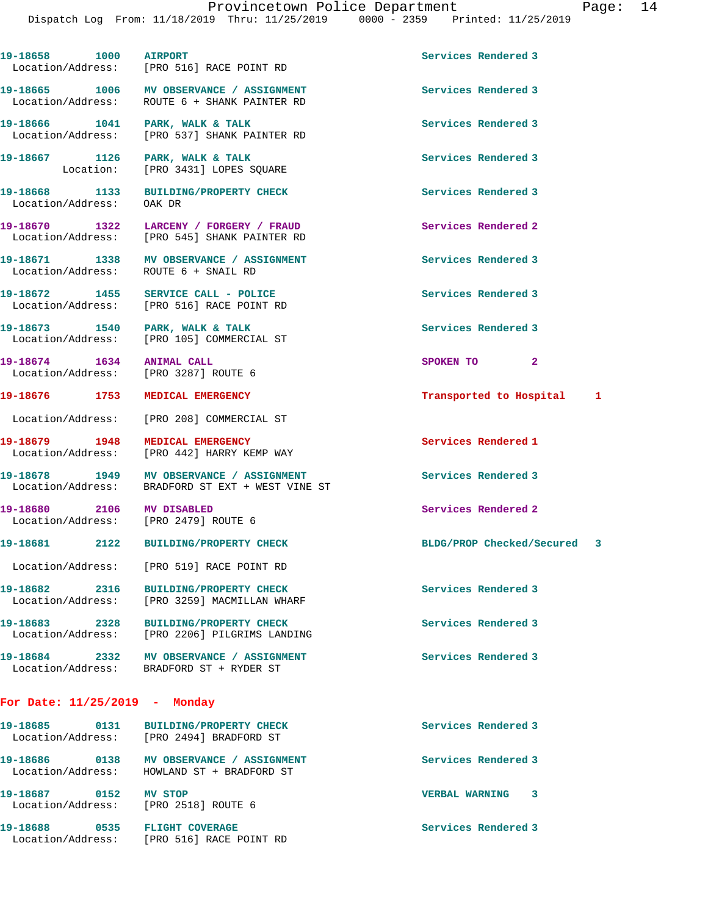19-18658 1000 AIRPORT Services Rendered 3
Location/Address: [PRO 516] RACE POINT RD

19-18665 1006 MV OBSERVANCE / ASSIGNMENT Services Rendered 3
Location/Address: ROUTE 6 + SHANK PAINTER RD

19-18666 1041 PARK, WALK & TALK Services Rendered 3
Location/Address: [PRO 537] SHANK PAINTER RD

19-18667 1126 PARK, WALK & TALK Services Rendered 3
Location: [PRO 3431] LOPES SQUARE

19-18668 1133 BUILDING/PROPERTY CHECK Services Rendered 3
Location/Address: OAK DR

19-18670 1322 LARCENY / FORGERY / FRAUD Services Rendered 2
Location/Address: [PRO 545] SHANK PAINTER RD

19-18671 1338 MV OBSERVANCE / ASSIGNMENT Services Rendered 3
Location/Address: ROUTE 6 + SNAIL RD

19-18672 1455 SERVICE CALL - POLICE Services Rendered 3
Location/Address: [PRO 516] RACE POINT RD

19-18673 1540 PARK, WALK & TALK Services Rendered 3
Location/Address: [PRO 105] COMMERCIAL ST

19-18674 1634 ANIMAL CALL SPOKEN TO 2
Location/Address: [PRO 3287] ROUTE 6

19-18676 1753 MEDICAL EMERGENCY Transported to Hospital 1
Location/Address: [PRO 208] COMMERCIAL ST

19-18679 1948 MEDICAL EMERGENCY Services Rendered 1
Location/Address: [PRO 442] HARRY KEMP WAY

19-18678 1949 MV OBSERVANCE / ASSIGNMENT Services Rendered 3
Location/Address: BRADFORD ST EXT + WEST VINE ST

19-18680 2106 MV DISABLED Services Rendered 2
Location/Address: [PRO 2479] ROUTE 6

19-18681 2122 BUILDING/PROPERTY CHECK BLDG/PROP Checked/Secured 3
Location/Address: [PRO 519] RACE POINT RD

19-18682 2316 BUILDING/PROPERTY CHECK Services Rendered 3
Location/Address: [PRO 3259] MACMILLAN WHARF

19-18683 2328 BUILDING/PROPERTY CHECK Services Rendered 3
Location/Address: [PRO 2206] PILGRIMS LANDING

19-18684 2332 MV OBSERVANCE / ASSIGNMENT Services Rendered 3
Location/Address: BRADFORD ST + RYDER ST

**For Date: 11/25/2019 - Monday**

19-18685 0131 BUILDING/PROPERTY CHECK Services Rendered 3
Location/Address: [PRO 2494] BRADFORD ST

19-18686 0138 MV OBSERVANCE / ASSIGNMENT Services Rendered 3
Location/Address: HOWLAND ST + BRADFORD ST

19-18687 0152 MV STOP VERBAL WARNING 3
Location/Address: [PRO 2518] ROUTE 6

19-18688 0535 FLIGHT COVERAGE Services Rendered 3
Location/Address: [PRO 516] RACE POINT RD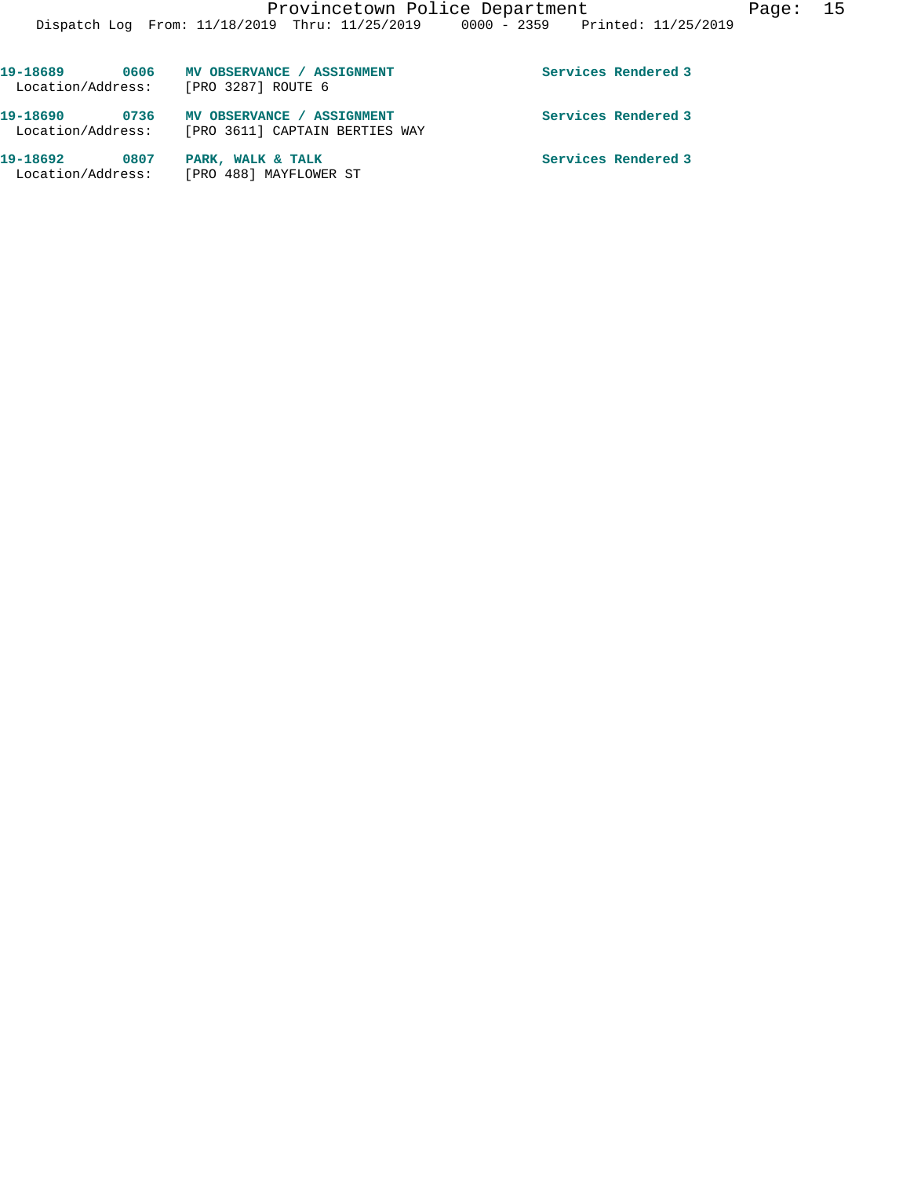**19-18689** 0606 **MV OBSERVANCE / ASSIGNMENT** **Services Rendered 3**
Location/Address: [PRO 3287] ROUTE 6

**19-18690** 0736 **MV OBSERVANCE / ASSIGNMENT** **Services Rendered 3**
Location/Address: [PRO 3611] CAPTAIN BERTIES WAY

**19-18692** 0807 **PARK, WALK & TALK** **Services Rendered 3**
Location/Address: [PRO 488] MAYFLOWER ST